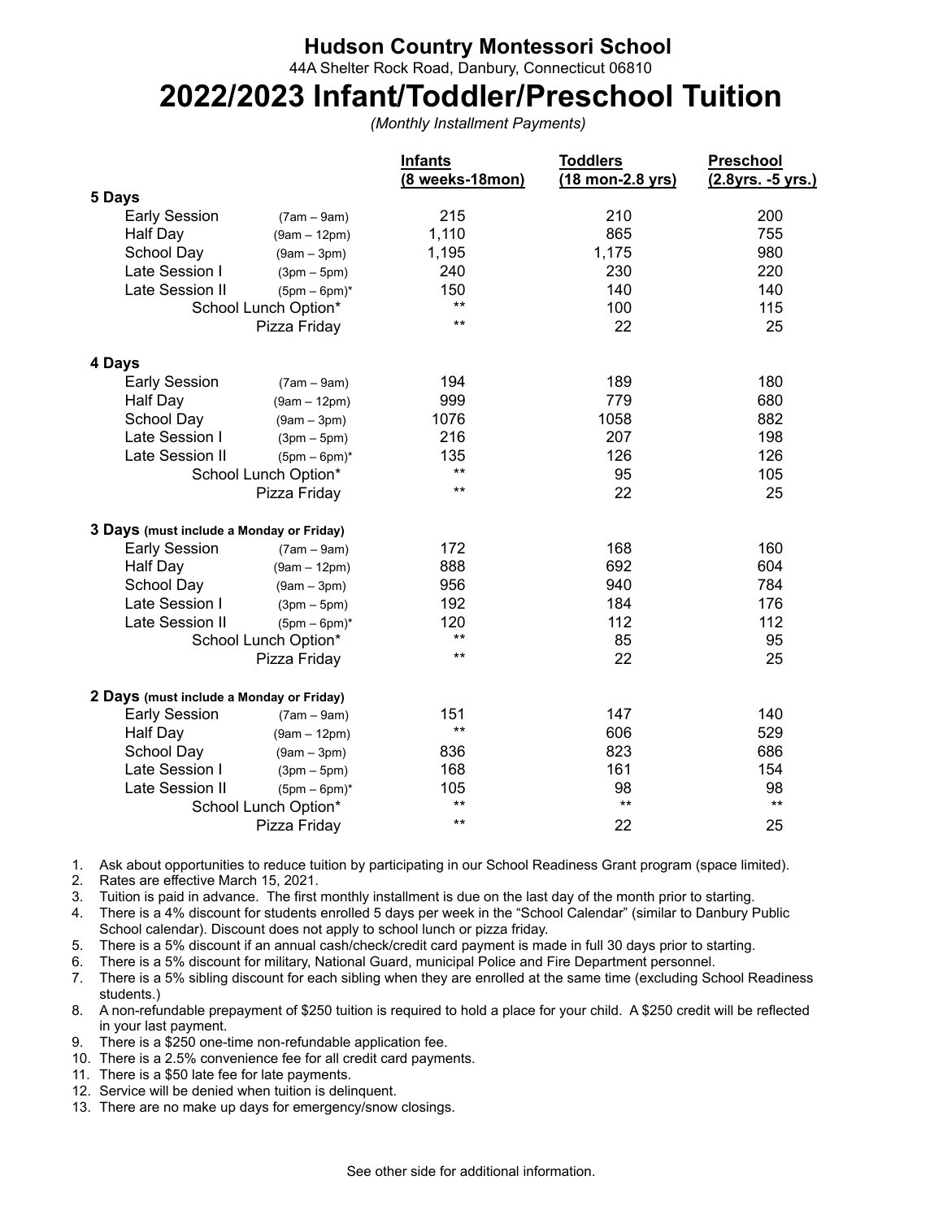# Hudson Country Montessori School

44A Shelter Rock Road, Danbury, Connecticut 06810

# 2022/2023 Infant/Toddler/Preschool Tuition

*(Monthly Installment Payments)*

| | | Infants (8 weeks-18mon) | Toddlers (18 mon-2.8 yrs) | Preschool (2.8yrs. -5 yrs.) |
|---|---|---|---|---|
| **5 Days** | | | | |
| Early Session | (7am – 9am) | 215 | 210 | 200 |
| Half Day | (9am – 12pm) | 1,110 | 865 | 755 |
| School Day | (9am – 3pm) | 1,195 | 1,175 | 980 |
| Late Session I | (3pm – 5pm) | 240 | 230 | 220 |
| Late Session II | (5pm – 6pm)* | 150 | 140 | 140 |
| School Lunch Option* | | ** | 100 | 115 |
| Pizza Friday | | ** | 22 | 25 |
| **4 Days** | | | | |
| Early Session | (7am – 9am) | 194 | 189 | 180 |
| Half Day | (9am – 12pm) | 999 | 779 | 680 |
| School Day | (9am – 3pm) | 1076 | 1058 | 882 |
| Late Session I | (3pm – 5pm) | 216 | 207 | 198 |
| Late Session II | (5pm – 6pm)* | 135 | 126 | 126 |
| School Lunch Option* | | ** | 95 | 105 |
| Pizza Friday | | ** | 22 | 25 |
| **3 Days (must include a Monday or Friday)** | | | | |
| Early Session | (7am – 9am) | 172 | 168 | 160 |
| Half Day | (9am – 12pm) | 888 | 692 | 604 |
| School Day | (9am – 3pm) | 956 | 940 | 784 |
| Late Session I | (3pm – 5pm) | 192 | 184 | 176 |
| Late Session II | (5pm – 6pm)* | 120 | 112 | 112 |
| School Lunch Option* | | ** | 85 | 95 |
| Pizza Friday | | ** | 22 | 25 |
| **2 Days (must include a Monday or Friday)** | | | | |
| Early Session | (7am – 9am) | 151 | 147 | 140 |
| Half Day | (9am – 12pm) | ** | 606 | 529 |
| School Day | (9am – 3pm) | 836 | 823 | 686 |
| Late Session I | (3pm – 5pm) | 168 | 161 | 154 |
| Late Session II | (5pm – 6pm)* | 105 | 98 | 98 |
| School Lunch Option* | | ** | ** | ** |
| Pizza Friday | | ** | 22 | 25 |

1. Ask about opportunities to reduce tuition by participating in our School Readiness Grant program (space limited).
2. Rates are effective March 15, 2021.
3. Tuition is paid in advance. The first monthly installment is due on the last day of the month prior to starting.
4. There is a 4% discount for students enrolled 5 days per week in the "School Calendar" (similar to Danbury Public School calendar). Discount does not apply to school lunch or pizza friday.
5. There is a 5% discount if an annual cash/check/credit card payment is made in full 30 days prior to starting.
6. There is a 5% discount for military, National Guard, municipal Police and Fire Department personnel.
7. There is a 5% sibling discount for each sibling when they are enrolled at the same time (excluding School Readiness students.)
8. A non-refundable prepayment of $250 tuition is required to hold a place for your child. A $250 credit will be reflected in your last payment.
9. There is a $250 one-time non-refundable application fee.
10. There is a 2.5% convenience fee for all credit card payments.
11. There is a $50 late fee for late payments.
12. Service will be denied when tuition is delinquent.
13. There are no make up days for emergency/snow closings.

See other side for additional information.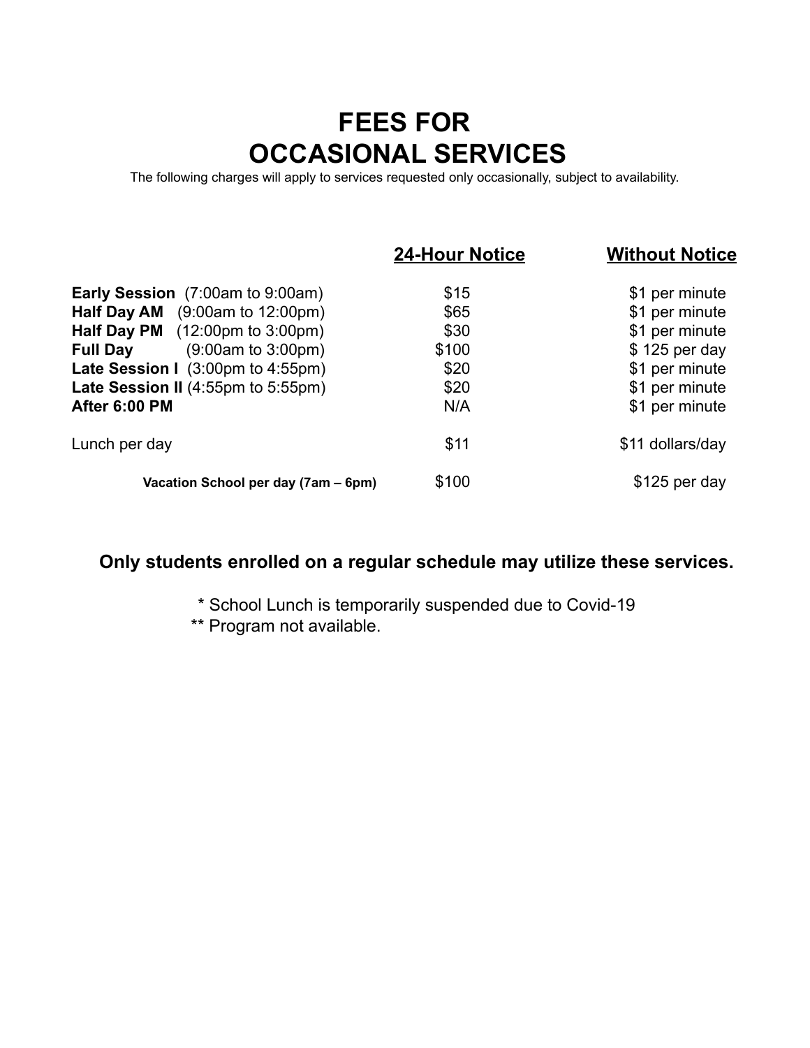# FEES FOR OCCASIONAL SERVICES

The following charges will apply to services requested only occasionally, subject to availability.

| | 24-Hour Notice | Without Notice |
|---|---|---|
| **Early Session** (7:00am to 9:00am) | $15 | $1 per minute |
| **Half Day AM** (9:00am to 12:00pm) | $65 | $1 per minute |
| **Half Day PM** (12:00pm to 3:00pm) | $30 | $1 per minute |
| **Full Day** (9:00am to 3:00pm) | $100 | $ 125 per day |
| **Late Session I** (3:00pm to 4:55pm) | $20 | $1 per minute |
| **Late Session II** (4:55pm to 5:55pm) | $20 | $1 per minute |
| **After 6:00 PM** | N/A | $1 per minute |
| Lunch per day | $11 | $11 dollars/day |
| **Vacation School per day (7am – 6pm)** | $100 | $125 per day |

**Only students enrolled on a regular schedule may utilize these services.**

\* School Lunch is temporarily suspended due to Covid-19

\*\* Program not available.